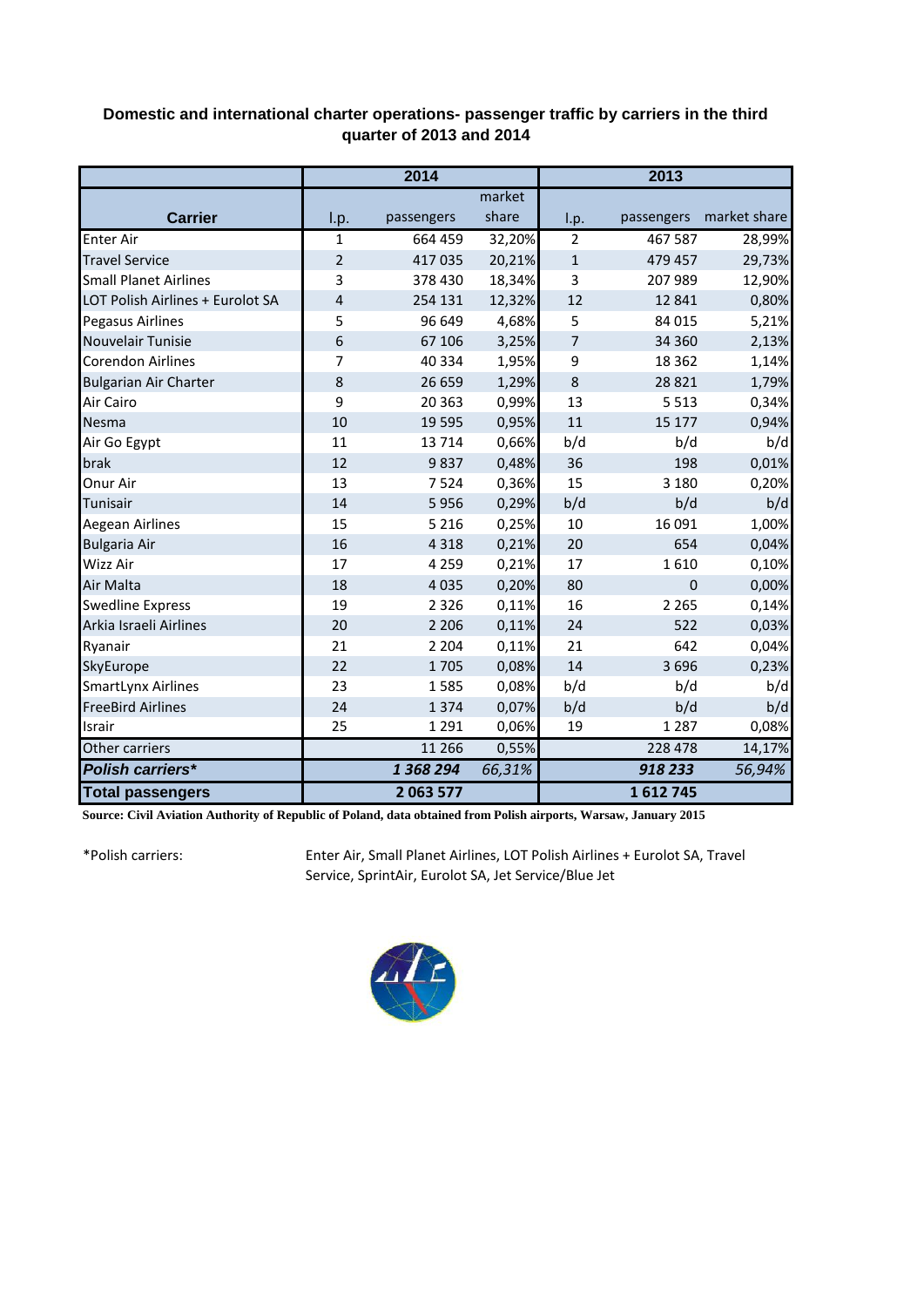## Domestic and international charter operations- passenger traffic by carriers in the third quarter of 2013 and 2014

| Carrier | 2014 | | | 2013 | | |
|---|---|---|---|---|---|---|
| | l.p. | passengers | market share | l.p. | passengers | market share |
| Enter Air | 1 | 664 459 | 32,20% | 2 | 467 587 | 28,99% |
| Travel Service | 2 | 417 035 | 20,21% | 1 | 479 457 | 29,73% |
| Small Planet Airlines | 3 | 378 430 | 18,34% | 3 | 207 989 | 12,90% |
| LOT Polish Airlines + Eurolot SA | 4 | 254 131 | 12,32% | 12 | 12 841 | 0,80% |
| Pegasus Airlines | 5 | 96 649 | 4,68% | 5 | 84 015 | 5,21% |
| Nouvelair Tunisie | 6 | 67 106 | 3,25% | 7 | 34 360 | 2,13% |
| Corendon Airlines | 7 | 40 334 | 1,95% | 9 | 18 362 | 1,14% |
| Bulgarian Air Charter | 8 | 26 659 | 1,29% | 8 | 28 821 | 1,79% |
| Air Cairo | 9 | 20 363 | 0,99% | 13 | 5 513 | 0,34% |
| Nesma | 10 | 19 595 | 0,95% | 11 | 15 177 | 0,94% |
| Air Go Egypt | 11 | 13 714 | 0,66% | b/d | b/d | b/d |
| brak | 12 | 9 837 | 0,48% | 36 | 198 | 0,01% |
| Onur Air | 13 | 7 524 | 0,36% | 15 | 3 180 | 0,20% |
| Tunisair | 14 | 5 956 | 0,29% | b/d | b/d | b/d |
| Aegean Airlines | 15 | 5 216 | 0,25% | 10 | 16 091 | 1,00% |
| Bulgaria Air | 16 | 4 318 | 0,21% | 20 | 654 | 0,04% |
| Wizz Air | 17 | 4 259 | 0,21% | 17 | 1 610 | 0,10% |
| Air Malta | 18 | 4 035 | 0,20% | 80 | 0 | 0,00% |
| Swedline Express | 19 | 2 326 | 0,11% | 16 | 2 265 | 0,14% |
| Arkia Israeli Airlines | 20 | 2 206 | 0,11% | 24 | 522 | 0,03% |
| Ryanair | 21 | 2 204 | 0,11% | 21 | 642 | 0,04% |
| SkyEurope | 22 | 1 705 | 0,08% | 14 | 3 696 | 0,23% |
| SmartLynx Airlines | 23 | 1 585 | 0,08% | b/d | b/d | b/d |
| FreeBird Airlines | 24 | 1 374 | 0,07% | b/d | b/d | b/d |
| Israir | 25 | 1 291 | 0,06% | 19 | 1 287 | 0,08% |
| Other carriers | | 11 266 | 0,55% | | 228 478 | 14,17% |
| ***Polish carriers**** | | ***1 368 294*** | *66,31%* | | ***918 233*** | *56,94%* |
| **Total passengers** | | **2 063 577** | | | **1 612 745** | |

**Source: Civil Aviation Authority of Republic of Poland, data obtained from Polish airports, Warsaw, January 2015**

*Polish carriers: Enter Air, Small Planet Airlines, LOT Polish Airlines + Eurolot SA, Travel Service, SprintAir, Eurolot SA, Jet Service/Blue Jet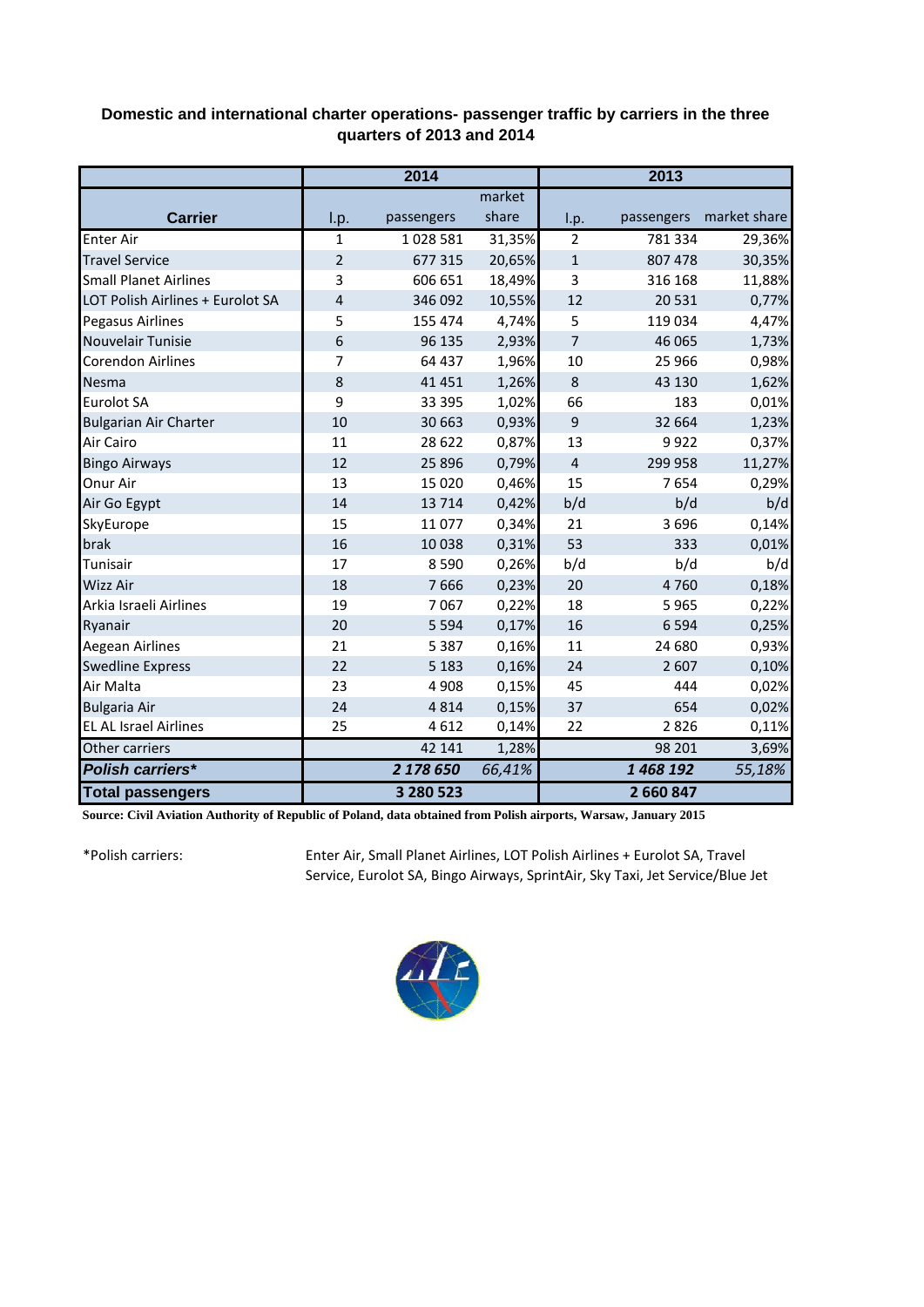## Domestic and international charter operations- passenger traffic by carriers in the three quarters of 2013 and 2014

| Carrier | 2014 | | | 2013 | | |
|---|---|---|---|---|---|---|
| | l.p. | passengers | market share | l.p. | passengers | market share |
| Enter Air | 1 | 1 028 581 | 31,35% | 2 | 781 334 | 29,36% |
| Travel Service | 2 | 677 315 | 20,65% | 1 | 807 478 | 30,35% |
| Small Planet Airlines | 3 | 606 651 | 18,49% | 3 | 316 168 | 11,88% |
| LOT Polish Airlines + Eurolot SA | 4 | 346 092 | 10,55% | 12 | 20 531 | 0,77% |
| Pegasus Airlines | 5 | 155 474 | 4,74% | 5 | 119 034 | 4,47% |
| Nouvelair Tunisie | 6 | 96 135 | 2,93% | 7 | 46 065 | 1,73% |
| Corendon Airlines | 7 | 64 437 | 1,96% | 10 | 25 966 | 0,98% |
| Nesma | 8 | 41 451 | 1,26% | 8 | 43 130 | 1,62% |
| Eurolot SA | 9 | 33 395 | 1,02% | 66 | 183 | 0,01% |
| Bulgarian Air Charter | 10 | 30 663 | 0,93% | 9 | 32 664 | 1,23% |
| Air Cairo | 11 | 28 622 | 0,87% | 13 | 9 922 | 0,37% |
| Bingo Airways | 12 | 25 896 | 0,79% | 4 | 299 958 | 11,27% |
| Onur Air | 13 | 15 020 | 0,46% | 15 | 7 654 | 0,29% |
| Air Go Egypt | 14 | 13 714 | 0,42% | b/d | b/d | b/d |
| SkyEurope | 15 | 11 077 | 0,34% | 21 | 3 696 | 0,14% |
| brak | 16 | 10 038 | 0,31% | 53 | 333 | 0,01% |
| Tunisair | 17 | 8 590 | 0,26% | b/d | b/d | b/d |
| Wizz Air | 18 | 7 666 | 0,23% | 20 | 4 760 | 0,18% |
| Arkia Israeli Airlines | 19 | 7 067 | 0,22% | 18 | 5 965 | 0,22% |
| Ryanair | 20 | 5 594 | 0,17% | 16 | 6 594 | 0,25% |
| Aegean Airlines | 21 | 5 387 | 0,16% | 11 | 24 680 | 0,93% |
| Swedline Express | 22 | 5 183 | 0,16% | 24 | 2 607 | 0,10% |
| Air Malta | 23 | 4 908 | 0,15% | 45 | 444 | 0,02% |
| Bulgaria Air | 24 | 4 814 | 0,15% | 37 | 654 | 0,02% |
| EL AL Israel Airlines | 25 | 4 612 | 0,14% | 22 | 2 826 | 0,11% |
| Other carriers | | 42 141 | 1,28% | | 98 201 | 3,69% |
| ***Polish carriers**** | | ***2 178 650*** | *66,41%* | | ***1 468 192*** | *55,18%* |
| **Total passengers** | | **3 280 523** | | | **2 660 847** | |

**Source: Civil Aviation Authority of Republic of Poland, data obtained from Polish airports, Warsaw, January 2015**

*Polish carriers: Enter Air, Small Planet Airlines, LOT Polish Airlines + Eurolot SA, Travel Service, Eurolot SA, Bingo Airways, SprintAir, Sky Taxi, Jet Service/Blue Jet